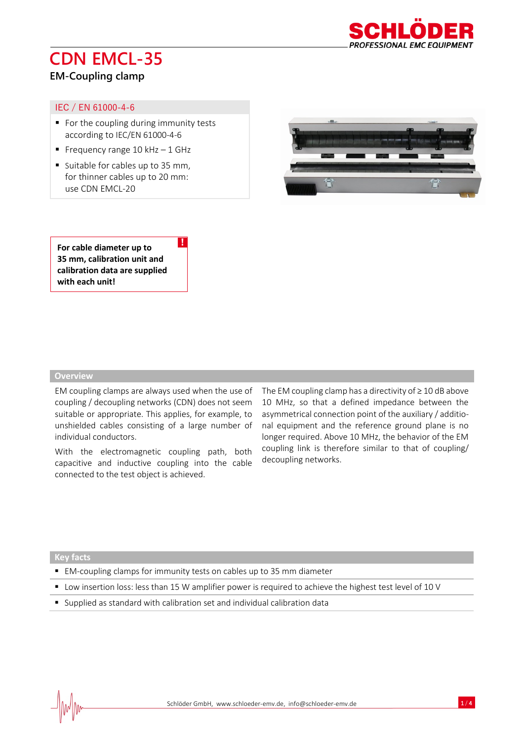# CDN EMCL-35

## EM-Coupling clamp

### IEC / EN 61000-4-6

- For the coupling during immunity tests according to IEC/EN 61000-4-6
- Frequency range 10 kHz – 1 GHz
- Suitable for cables up to 35 mm, for thinner cables up to 20 mm: use CDN EMCL-20

**For cable diameter up to 35 mm, calibration unit and calibration data are supplied with each unit!**

## Overview

EM coupling clamps are always used when the use of coupling / decoupling networks (CDN) does not seem suitable or appropriate. This applies, for example, to unshielded cables consisting of a large number of individual conductors.

With the electromagnetic coupling path, both capacitive and inductive coupling into the cable connected to the test object is achieved.

The EM coupling clamp has a directivity of ≥ 10 dB above 10 MHz, so that a defined impedance between the asymmetrical connection point of the auxiliary / additional equipment and the reference ground plane is no longer required. Above 10 MHz, the behavior of the EM coupling link is therefore similar to that of coupling/ decoupling networks.

## Key facts

- EM-coupling clamps for immunity tests on cables up to 35 mm diameter
- Low insertion loss: less than 15 W amplifier power is required to achieve the highest test level of 10 V
- Supplied as standard with calibration set and individual calibration data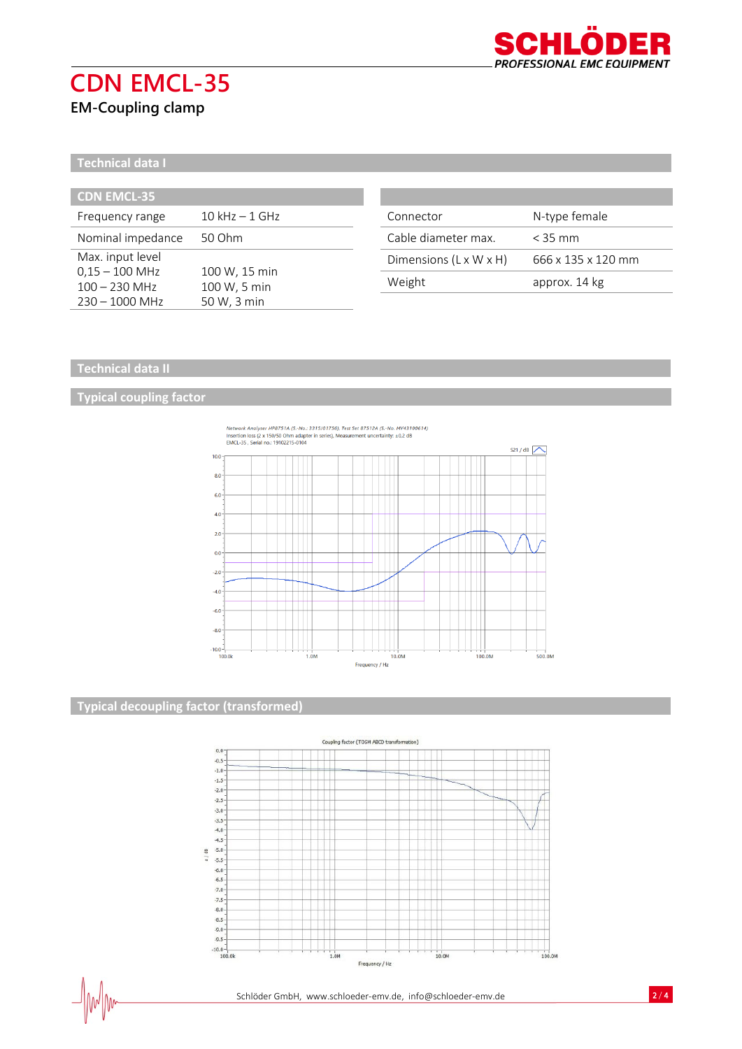# CDN EMCL-35

**EM-Coupling clamp**

## Technical data I

| CDN EMCL-35 | |
|---|---|
| Frequency range | 10 kHz – 1 GHz |
| Nominal impedance | 50 Ohm |
| Max. input level<br>0,15 – 100 MHz<br>100 – 230 MHz<br>230 – 1000 MHz | <br>100 W, 15 min<br>100 W, 5 min<br>50 W, 3 min |

| | |
|---|---|
| Connector | N-type female |
| Cable diameter max. | < 35 mm |
| Dimensions (L x W x H) | 666 x 135 x 120 mm |
| Weight | approx. 14 kg |

## Technical data II

### Typical coupling factor

### Typical decoupling factor (transformed)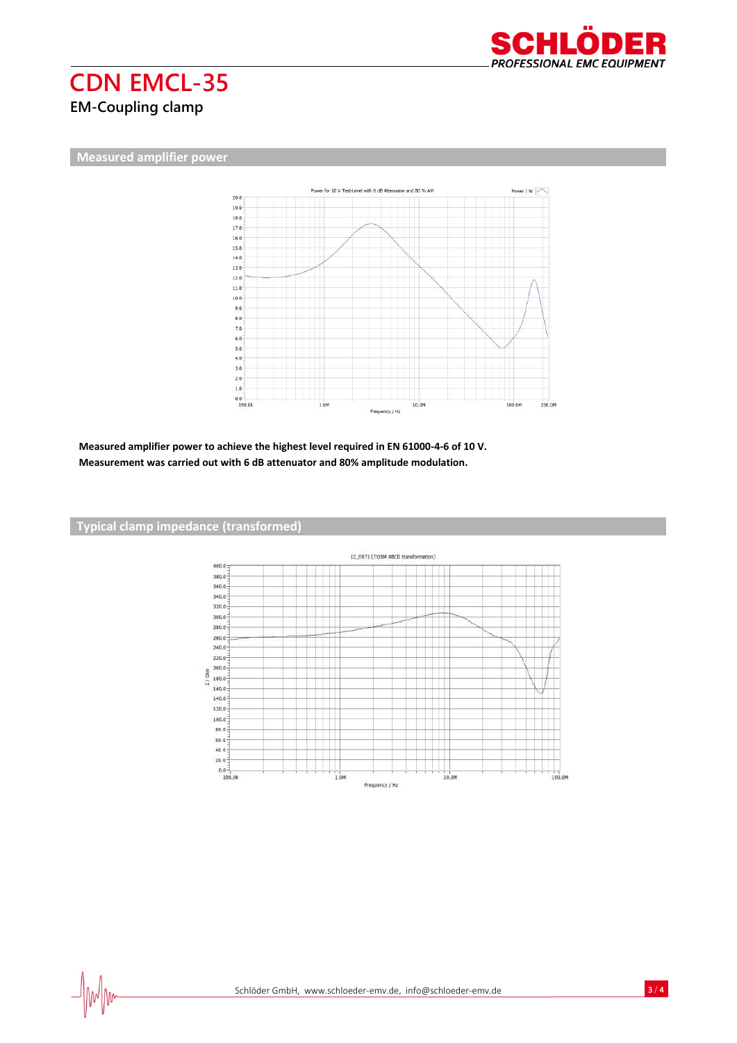# CDN EMCL-35

**EM-Coupling clamp**

## Measured amplifier power

**Measured amplifier power to achieve the highest level required in EN 61000-4-6 of 10 V.**
**Measurement was carried out with 6 dB attenuator and 80% amplitude modulation.**

## Typical clamp impedance (transformed)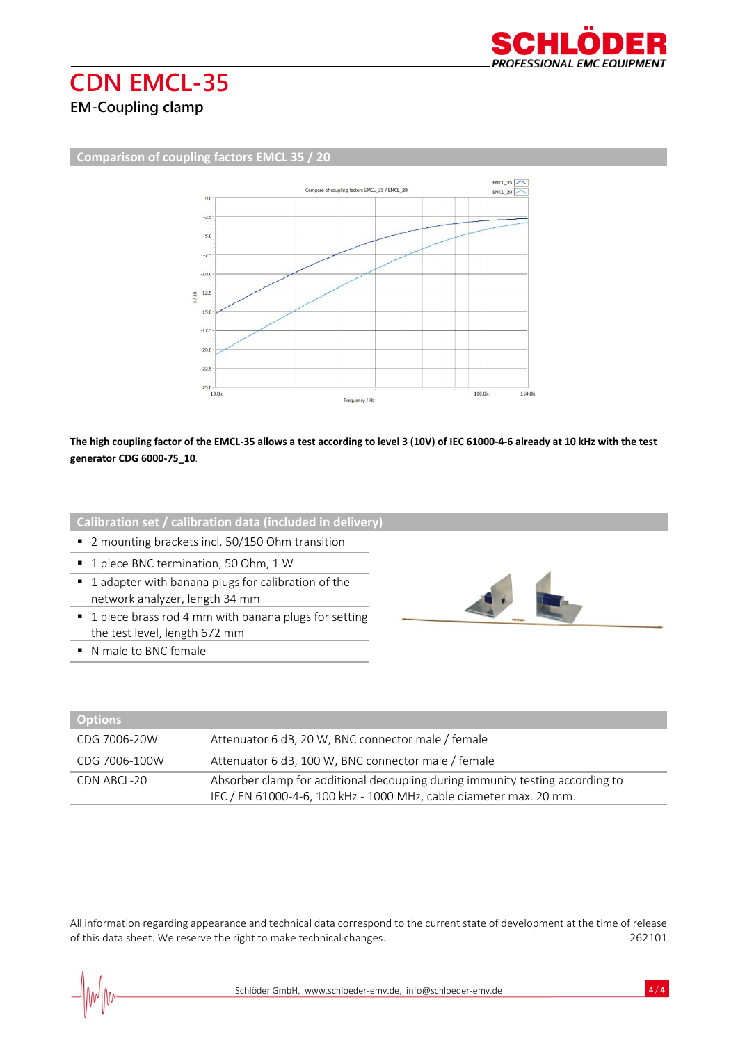# CDN EMCL-35

## EM-Coupling clamp

### Comparison of coupling factors EMCL 35 / 20

Compare of coupling factors EMCL_35 / EMCL_20

EMCL_35
EMCL_20

k / dB

0.0
-2.5
-5.0
-7.5
-10.0
-12.5
-15.0
-17.5
-20.0
-22.5
-25.0

10.0k
100.0k
150.0k

Frequency / Hz

**The high coupling factor of the EMCL-35 allows a test according to level 3 (10V) of IEC 61000-4-6 already at 10 kHz with the test generator CDG 6000-75_10**.

### Calibration set / calibration data (included in delivery)

- 2 mounting brackets incl. 50/150 Ohm transition
- 1 piece BNC termination, 50 Ohm, 1 W
- 1 adapter with banana plugs for calibration of the network analyzer, length 34 mm
- 1 piece brass rod 4 mm with banana plugs for setting the test level, length 672 mm
- N male to BNC female

| Options | |
|---|---|
| CDG 7006-20W | Attenuator 6 dB, 20 W, BNC connector male / female |
| CDG 7006-100W | Attenuator 6 dB, 100 W, BNC connector male / female |
| CDN ABCL-20 | Absorber clamp for additional decoupling during immunity testing according to IEC / EN 61000-4-6, 100 kHz - 1000 MHz, cable diameter max. 20 mm. |

All information regarding appearance and technical data correspond to the current state of development at the time of release of this data sheet. We reserve the right to make technical changes. 262101

Schlöder GmbH, www.schloeder-emv.de, info@schloeder-emv.de